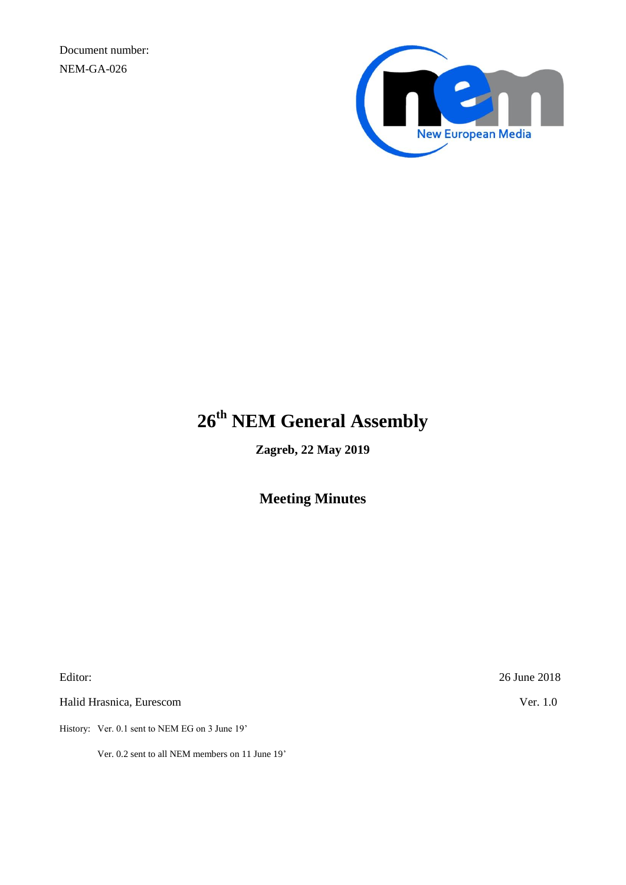Document number:

NEM-GA-026

# 26th NEM General Assembly

**Zagreb, 22 May 2019**

## Meeting Minutes

Editor:

Halid Hrasnica, Eurescom

26 June 2018

Ver. 1.0

History: Ver. 0.1 sent to NEM EG on 3 June 19'

Ver. 0.2 sent to all NEM members on 11 June 19'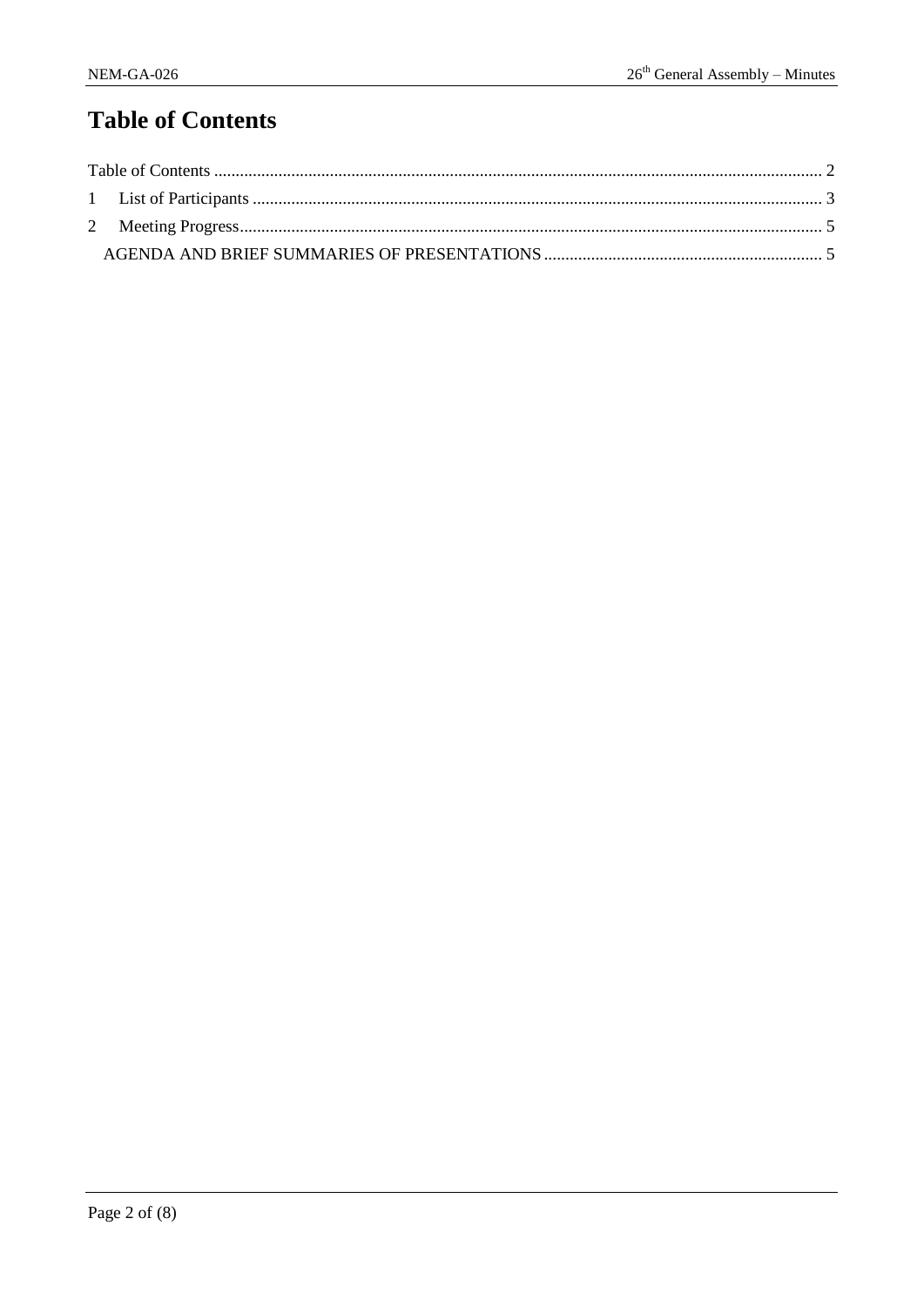# Table of Contents

Table of Contents ........................................................................................................................................ 2

1 List of Participants ................................................................................................................................ 3

2 Meeting Progress.................................................................................................................................... 5

AGENDA AND BRIEF SUMMARIES OF PRESENTATIONS .............................................................. 5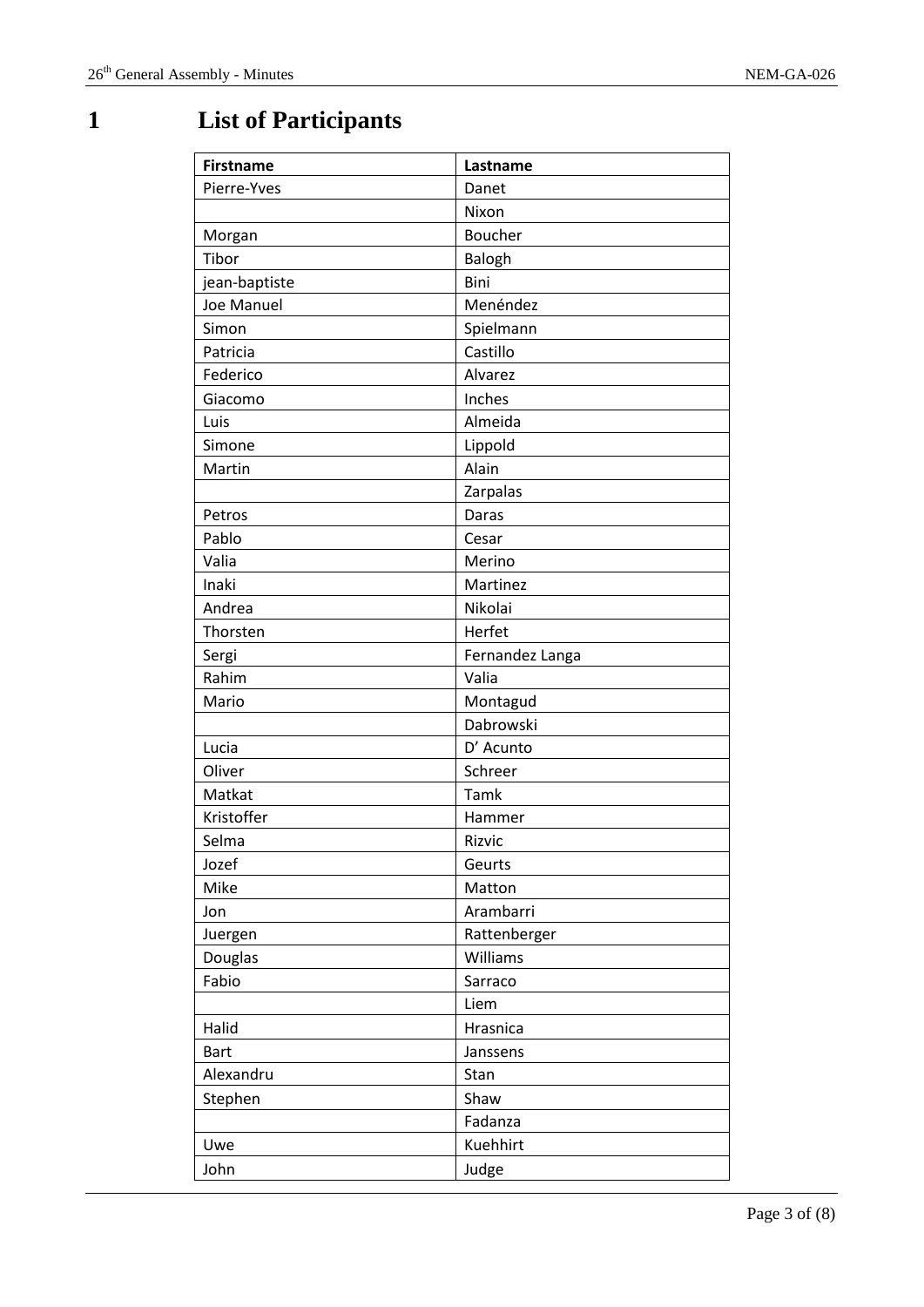# 1 List of Participants

| Firstname | Lastname |
|---|---|
| Pierre-Yves | Danet |
| | Nixon |
| Morgan | Boucher |
| Tibor | Balogh |
| jean-baptiste | Bini |
| Joe Manuel | Menéndez |
| Simon | Spielmann |
| Patricia | Castillo |
| Federico | Alvarez |
| Giacomo | Inches |
| Luis | Almeida |
| Simone | Lippold |
| Martin | Alain |
| | Zarpalas |
| Petros | Daras |
| Pablo | Cesar |
| Valia | Merino |
| Inaki | Martinez |
| Andrea | Nikolai |
| Thorsten | Herfet |
| Sergi | Fernandez Langa |
| Rahim | Valia |
| Mario | Montagud |
| | Dabrowski |
| Lucia | D' Acunto |
| Oliver | Schreer |
| Matkat | Tamk |
| Kristoffer | Hammer |
| Selma | Rizvic |
| Jozef | Geurts |
| Mike | Matton |
| Jon | Arambarri |
| Juergen | Rattenberger |
| Douglas | Williams |
| Fabio | Sarraco |
| | Liem |
| Halid | Hrasnica |
| Bart | Janssens |
| Alexandru | Stan |
| Stephen | Shaw |
| | Fadanza |
| Uwe | Kuehhirt |
| John | Judge |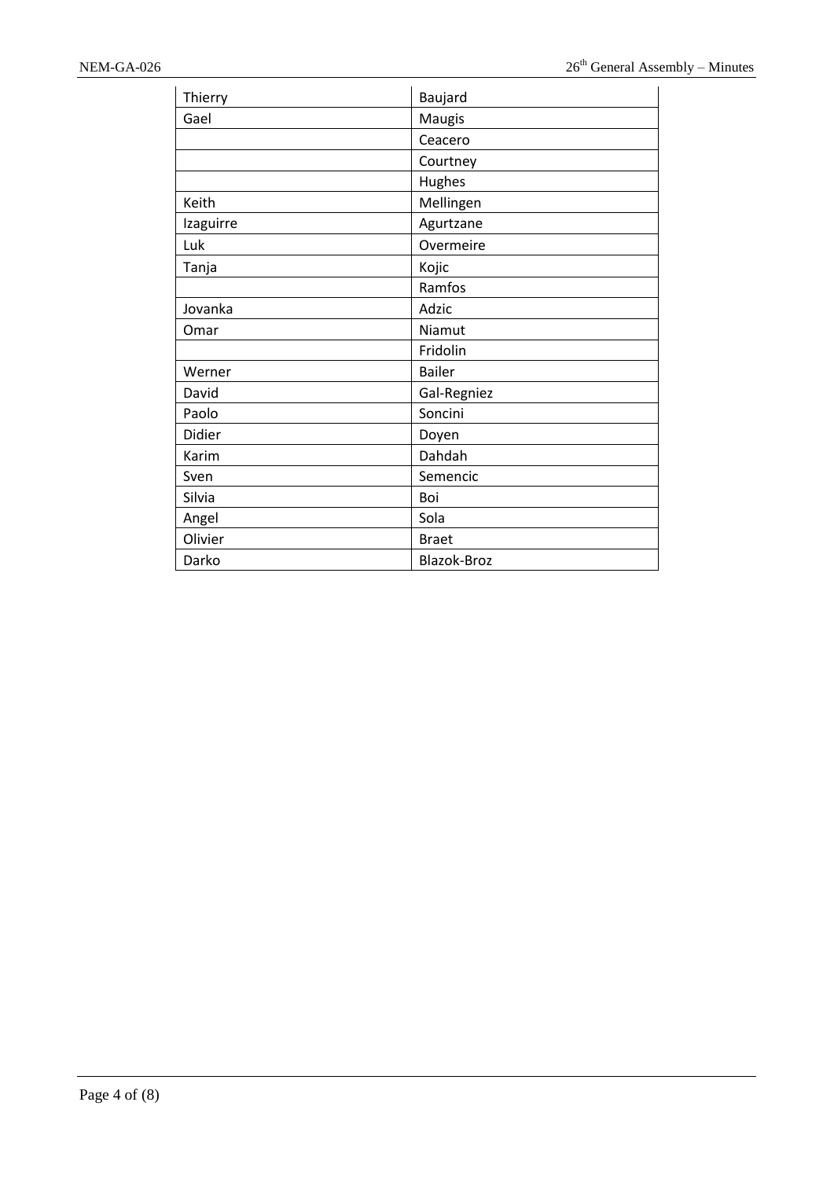| Thierry | Baujard |
|---|---|
| Gael | Maugis |
| | Ceacero |
| | Courtney |
| | Hughes |
| Keith | Mellingen |
| Izaguirre | Agurtzane |
| Luk | Overmeire |
| Tanja | Kojic |
| | Ramfos |
| Jovanka | Adzic |
| Omar | Niamut |
| | Fridolin |
| Werner | Bailer |
| David | Gal-Regniez |
| Paolo | Soncini |
| Didier | Doyen |
| Karim | Dahdah |
| Sven | Semencic |
| Silvia | Boi |
| Angel | Sola |
| Olivier | Braet |
| Darko | Blazok-Broz |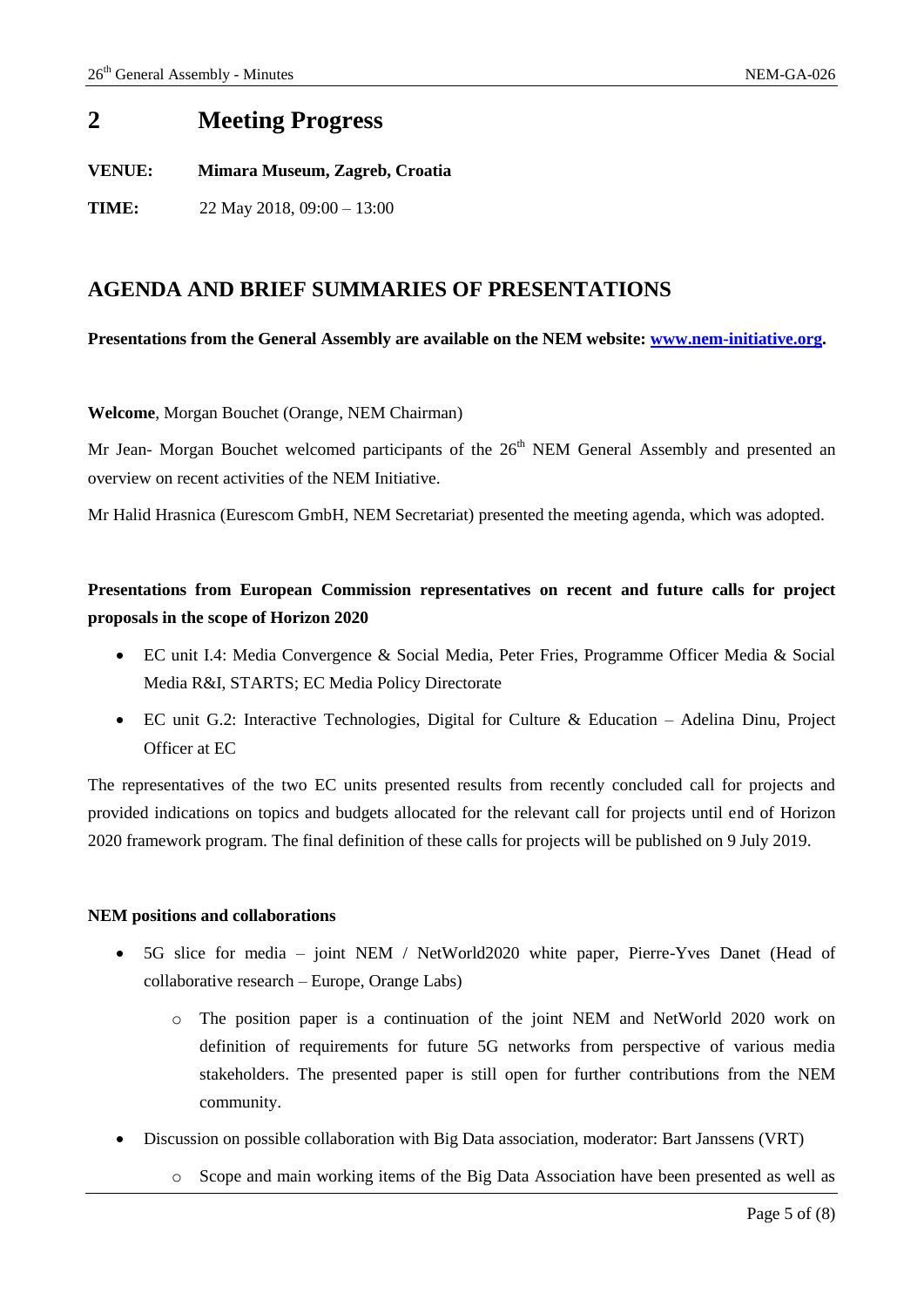# 2 Meeting Progress

**VENUE:** **Mimara Museum, Zagreb, Croatia**

**TIME:** 22 May 2018, 09:00 – 13:00

## AGENDA AND BRIEF SUMMARIES OF PRESENTATIONS

**Presentations from the General Assembly are available on the NEM website: [www.nem-initiative.org](http://www.nem-initiative.org).**

**Welcome**, Morgan Bouchet (Orange, NEM Chairman)

Mr Jean- Morgan Bouchet welcomed participants of the 26th NEM General Assembly and presented an overview on recent activities of the NEM Initiative.

Mr Halid Hrasnica (Eurescom GmbH, NEM Secretariat) presented the meeting agenda, which was adopted.

**Presentations from European Commission representatives on recent and future calls for project proposals in the scope of Horizon 2020**

- EC unit I.4: Media Convergence & Social Media, Peter Fries, Programme Officer Media & Social Media R&I, STARTS; EC Media Policy Directorate
- EC unit G.2: Interactive Technologies, Digital for Culture & Education – Adelina Dinu, Project Officer at EC

The representatives of the two EC units presented results from recently concluded call for projects and provided indications on topics and budgets allocated for the relevant call for projects until end of Horizon 2020 framework program. The final definition of these calls for projects will be published on 9 July 2019.

**NEM positions and collaborations**

- 5G slice for media – joint NEM / NetWorld2020 white paper, Pierre-Yves Danet (Head of collaborative research – Europe, Orange Labs)
  - The position paper is a continuation of the joint NEM and NetWorld 2020 work on definition of requirements for future 5G networks from perspective of various media stakeholders. The presented paper is still open for further contributions from the NEM community.
- Discussion on possible collaboration with Big Data association, moderator: Bart Janssens (VRT)
  - Scope and main working items of the Big Data Association have been presented as well as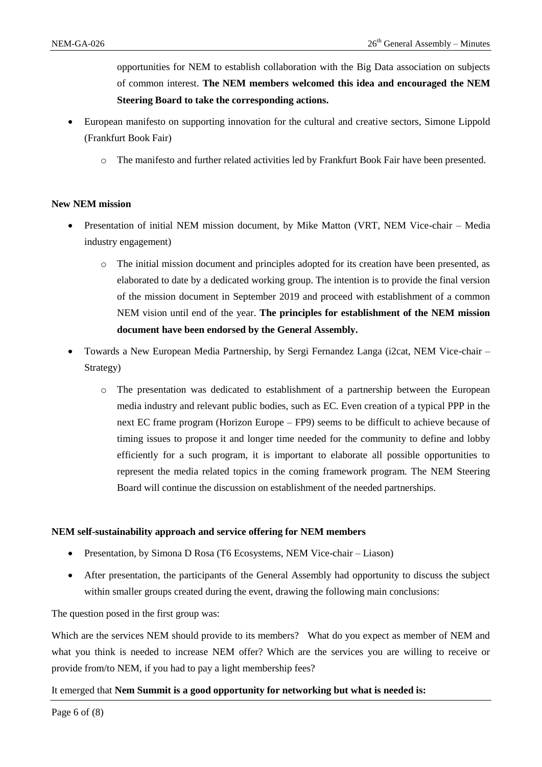opportunities for NEM to establish collaboration with the Big Data association on subjects of common interest. **The NEM members welcomed this idea and encouraged the NEM Steering Board to take the corresponding actions.**

- European manifesto on supporting innovation for the cultural and creative sectors, Simone Lippold (Frankfurt Book Fair)
  - The manifesto and further related activities led by Frankfurt Book Fair have been presented.

**New NEM mission**

- Presentation of initial NEM mission document, by Mike Matton (VRT, NEM Vice-chair – Media industry engagement)
  - The initial mission document and principles adopted for its creation have been presented, as elaborated to date by a dedicated working group. The intention is to provide the final version of the mission document in September 2019 and proceed with establishment of a common NEM vision until end of the year. **The principles for establishment of the NEM mission document have been endorsed by the General Assembly.**
- Towards a New European Media Partnership, by Sergi Fernandez Langa (i2cat, NEM Vice-chair – Strategy)
  - The presentation was dedicated to establishment of a partnership between the European media industry and relevant public bodies, such as EC. Even creation of a typical PPP in the next EC frame program (Horizon Europe – FP9) seems to be difficult to achieve because of timing issues to propose it and longer time needed for the community to define and lobby efficiently for a such program, it is important to elaborate all possible opportunities to represent the media related topics in the coming framework program. The NEM Steering Board will continue the discussion on establishment of the needed partnerships.

**NEM self-sustainability approach and service offering for NEM members**

- Presentation, by Simona D Rosa (T6 Ecosystems, NEM Vice-chair – Liason)
- After presentation, the participants of the General Assembly had opportunity to discuss the subject within smaller groups created during the event, drawing the following main conclusions:

The question posed in the first group was:

Which are the services NEM should provide to its members? What do you expect as member of NEM and what you think is needed to increase NEM offer? Which are the services you are willing to receive or provide from/to NEM, if you had to pay a light membership fees?

It emerged that **Nem Summit is a good opportunity for networking but what is needed is:**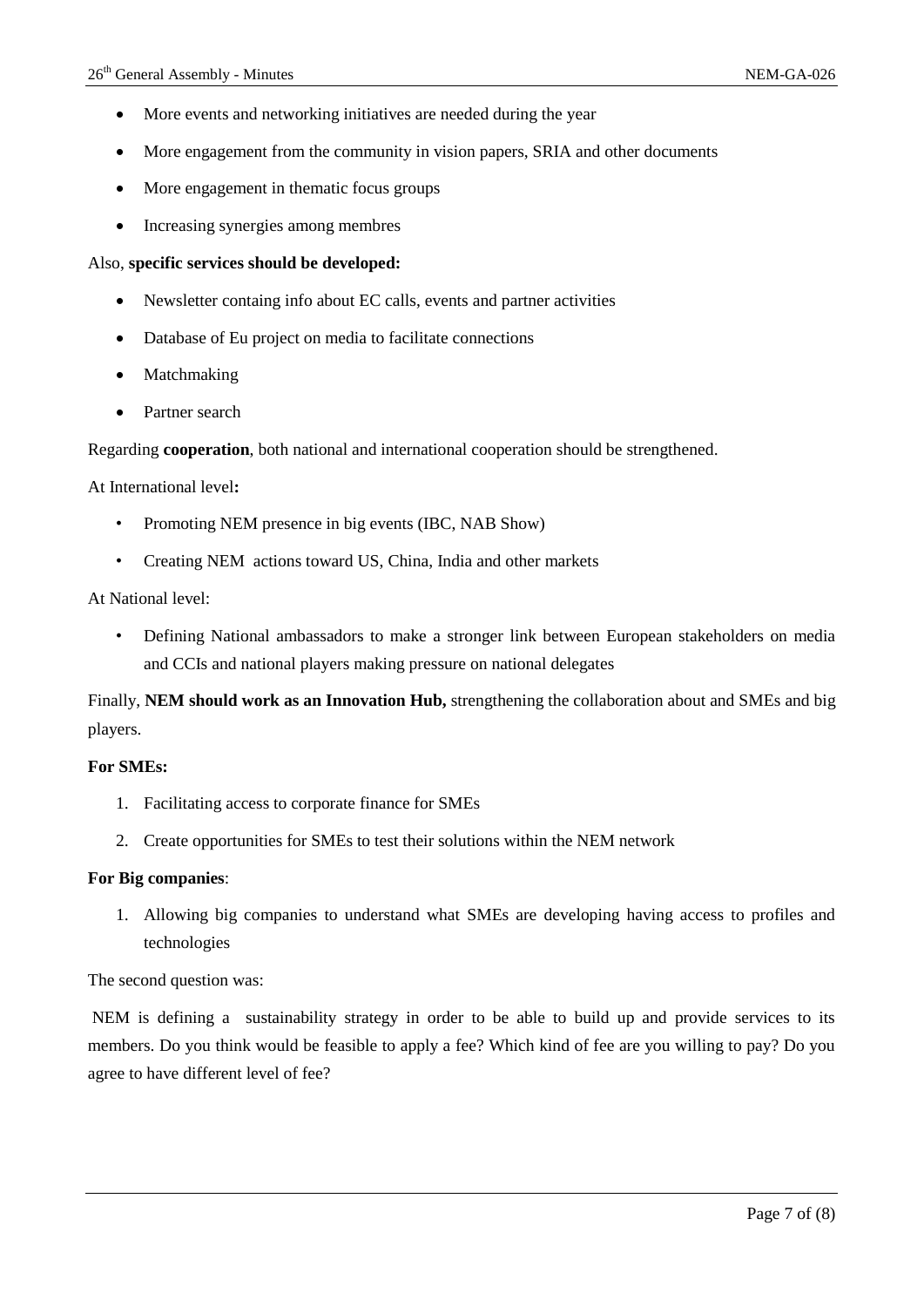- More events and networking initiatives are needed during the year
- More engagement from the community in vision papers, SRIA and other documents
- More engagement in thematic focus groups
- Increasing synergies among membres

Also, **specific services should be developed:**

- Newsletter containg info about EC calls, events and partner activities
- Database of Eu project on media to facilitate connections
- Matchmaking
- Partner search

Regarding **cooperation**, both national and international cooperation should be strengthened.

At International level**:**

- Promoting NEM presence in big events (IBC, NAB Show)
- Creating NEM actions toward US, China, India and other markets

At National level:

- Defining National ambassadors to make a stronger link between European stakeholders on media and CCIs and national players making pressure on national delegates

Finally, **NEM should work as an Innovation Hub,** strengthening the collaboration about and SMEs and big players.

**For SMEs:**

1. Facilitating access to corporate finance for SMEs
2. Create opportunities for SMEs to test their solutions within the NEM network

**For Big companies**:

1. Allowing big companies to understand what SMEs are developing having access to profiles and technologies

The second question was:

NEM is defining a sustainability strategy in order to be able to build up and provide services to its members. Do you think would be feasible to apply a fee? Which kind of fee are you willing to pay? Do you agree to have different level of fee?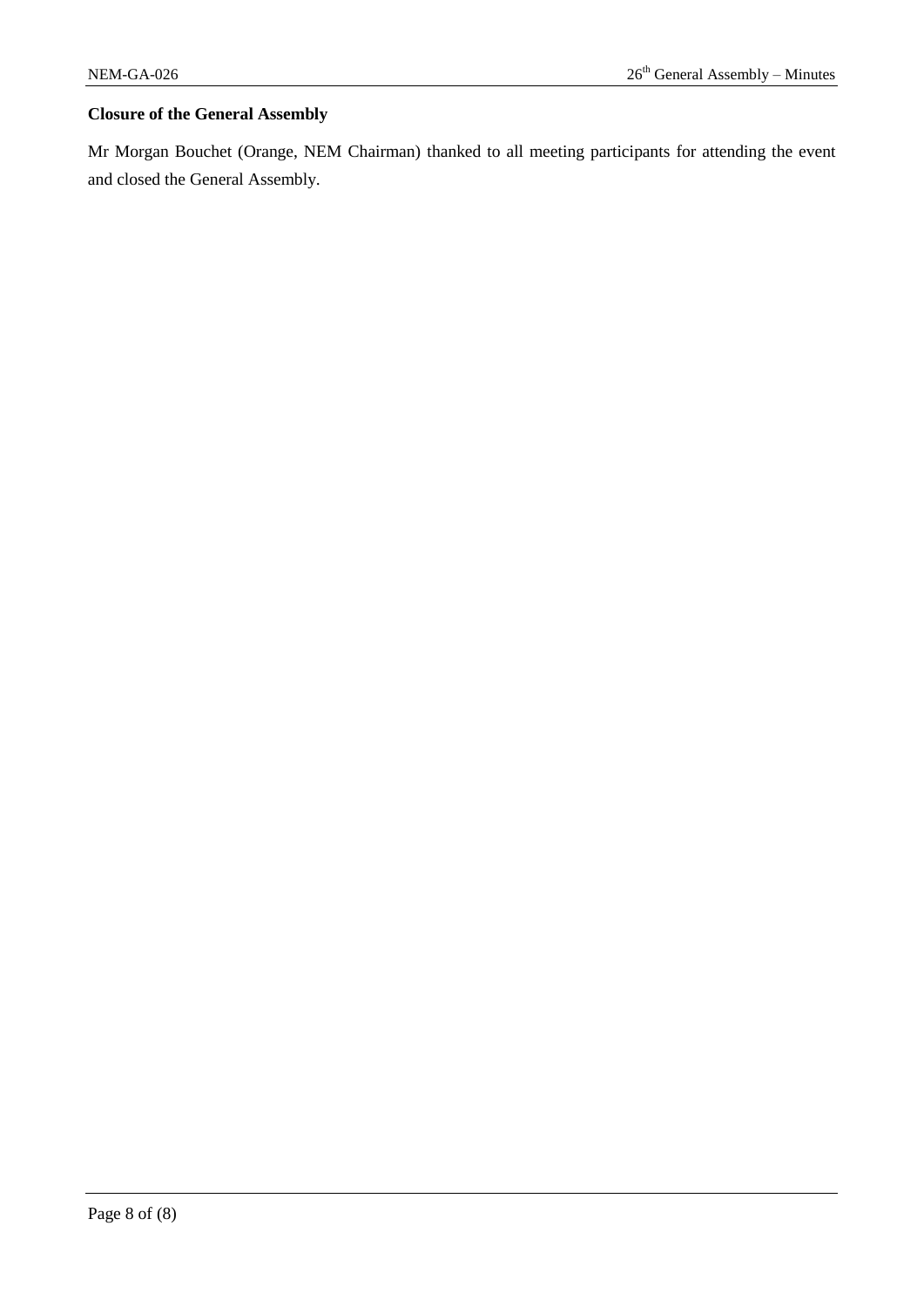**Closure of the General Assembly**

Mr Morgan Bouchet (Orange, NEM Chairman) thanked to all meeting participants for attending the event and closed the General Assembly.